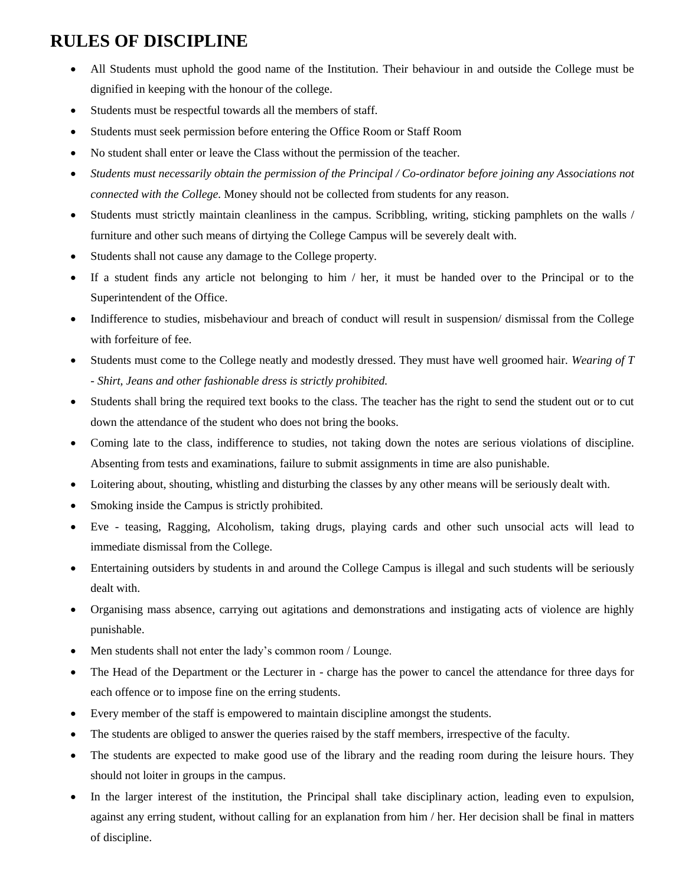# RULES OF DISCIPLINE

- All Students must uphold the good name of the Institution. Their behaviour in and outside the College must be dignified in keeping with the honour of the college.
- Students must be respectful towards all the members of staff.
- Students must seek permission before entering the Office Room or Staff Room
- No student shall enter or leave the Class without the permission of the teacher.
- *Students must necessarily obtain the permission of the Principal / Co-ordinator before joining any Associations not connected with the College.* Money should not be collected from students for any reason.
- Students must strictly maintain cleanliness in the campus. Scribbling, writing, sticking pamphlets on the walls / furniture and other such means of dirtying the College Campus will be severely dealt with.
- Students shall not cause any damage to the College property.
- If a student finds any article not belonging to him / her, it must be handed over to the Principal or to the Superintendent of the Office.
- Indifference to studies, misbehaviour and breach of conduct will result in suspension/ dismissal from the College with forfeiture of fee.
- Students must come to the College neatly and modestly dressed. They must have well groomed hair. *Wearing of T - Shirt, Jeans and other fashionable dress is strictly prohibited.*
- Students shall bring the required text books to the class. The teacher has the right to send the student out or to cut down the attendance of the student who does not bring the books.
- Coming late to the class, indifference to studies, not taking down the notes are serious violations of discipline. Absenting from tests and examinations, failure to submit assignments in time are also punishable.
- Loitering about, shouting, whistling and disturbing the classes by any other means will be seriously dealt with.
- Smoking inside the Campus is strictly prohibited.
- Eve - teasing, Ragging, Alcoholism, taking drugs, playing cards and other such unsocial acts will lead to immediate dismissal from the College.
- Entertaining outsiders by students in and around the College Campus is illegal and such students will be seriously dealt with.
- Organising mass absence, carrying out agitations and demonstrations and instigating acts of violence are highly punishable.
- Men students shall not enter the lady's common room / Lounge.
- The Head of the Department or the Lecturer in - charge has the power to cancel the attendance for three days for each offence or to impose fine on the erring students.
- Every member of the staff is empowered to maintain discipline amongst the students.
- The students are obliged to answer the queries raised by the staff members, irrespective of the faculty.
- The students are expected to make good use of the library and the reading room during the leisure hours. They should not loiter in groups in the campus.
- In the larger interest of the institution, the Principal shall take disciplinary action, leading even to expulsion, against any erring student, without calling for an explanation from him / her. Her decision shall be final in matters of discipline.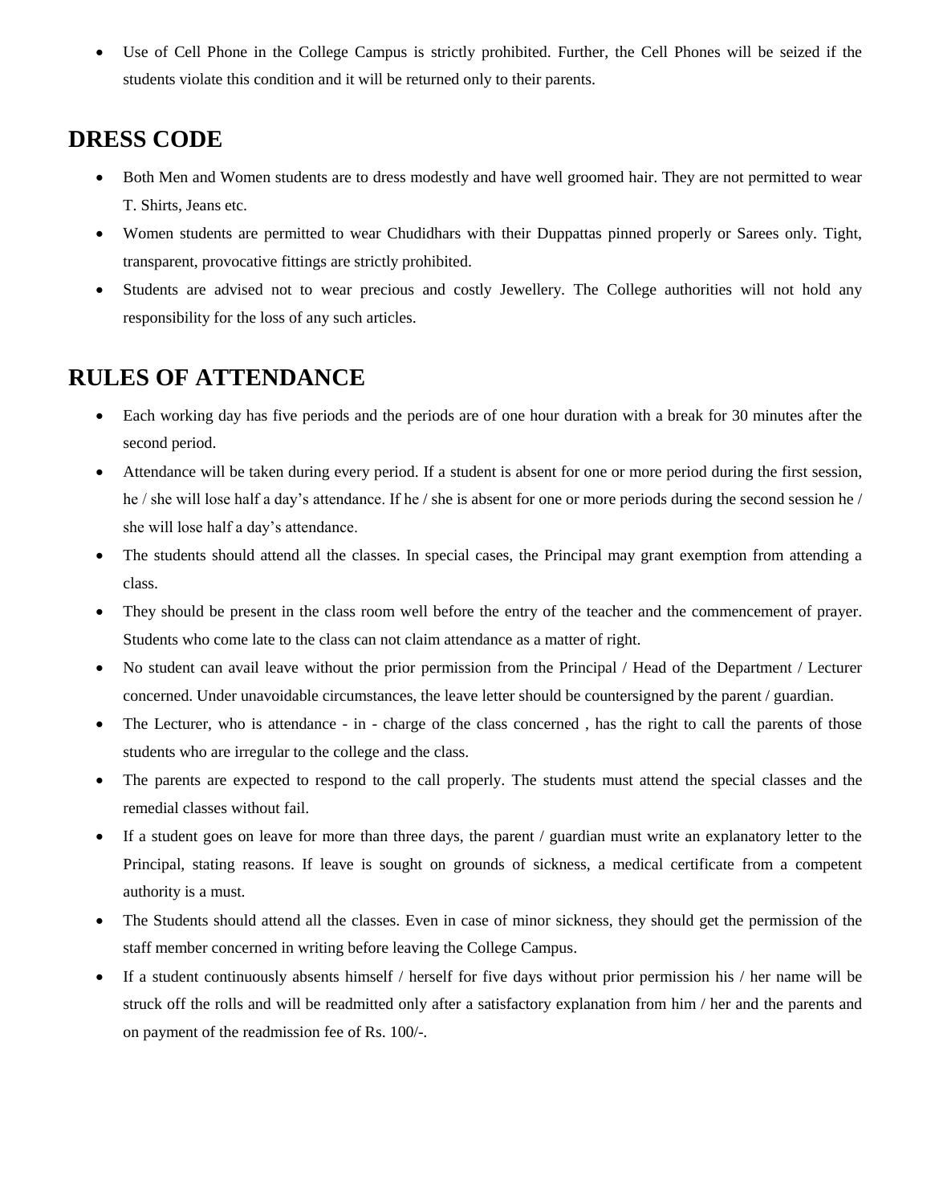- Use of Cell Phone in the College Campus is strictly prohibited. Further, the Cell Phones will be seized if the students violate this condition and it will be returned only to their parents.

## DRESS CODE

- Both Men and Women students are to dress modestly and have well groomed hair. They are not permitted to wear T. Shirts, Jeans etc.
- Women students are permitted to wear Chudidhars with their Duppattas pinned properly or Sarees only. Tight, transparent, provocative fittings are strictly prohibited.
- Students are advised not to wear precious and costly Jewellery. The College authorities will not hold any responsibility for the loss of any such articles.

## RULES OF ATTENDANCE

- Each working day has five periods and the periods are of one hour duration with a break for 30 minutes after the second period.
- Attendance will be taken during every period. If a student is absent for one or more period during the first session, he / she will lose half a day's attendance. If he / she is absent for one or more periods during the second session he / she will lose half a day's attendance.
- The students should attend all the classes. In special cases, the Principal may grant exemption from attending a class.
- They should be present in the class room well before the entry of the teacher and the commencement of prayer. Students who come late to the class can not claim attendance as a matter of right.
- No student can avail leave without the prior permission from the Principal / Head of the Department / Lecturer concerned. Under unavoidable circumstances, the leave letter should be countersigned by the parent / guardian.
- The Lecturer, who is attendance - in - charge of the class concerned , has the right to call the parents of those students who are irregular to the college and the class.
- The parents are expected to respond to the call properly. The students must attend the special classes and the remedial classes without fail.
- If a student goes on leave for more than three days, the parent / guardian must write an explanatory letter to the Principal, stating reasons. If leave is sought on grounds of sickness, a medical certificate from a competent authority is a must.
- The Students should attend all the classes. Even in case of minor sickness, they should get the permission of the staff member concerned in writing before leaving the College Campus.
- If a student continuously absents himself / herself for five days without prior permission his / her name will be struck off the rolls and will be readmitted only after a satisfactory explanation from him / her and the parents and on payment of the readmission fee of Rs. 100/-.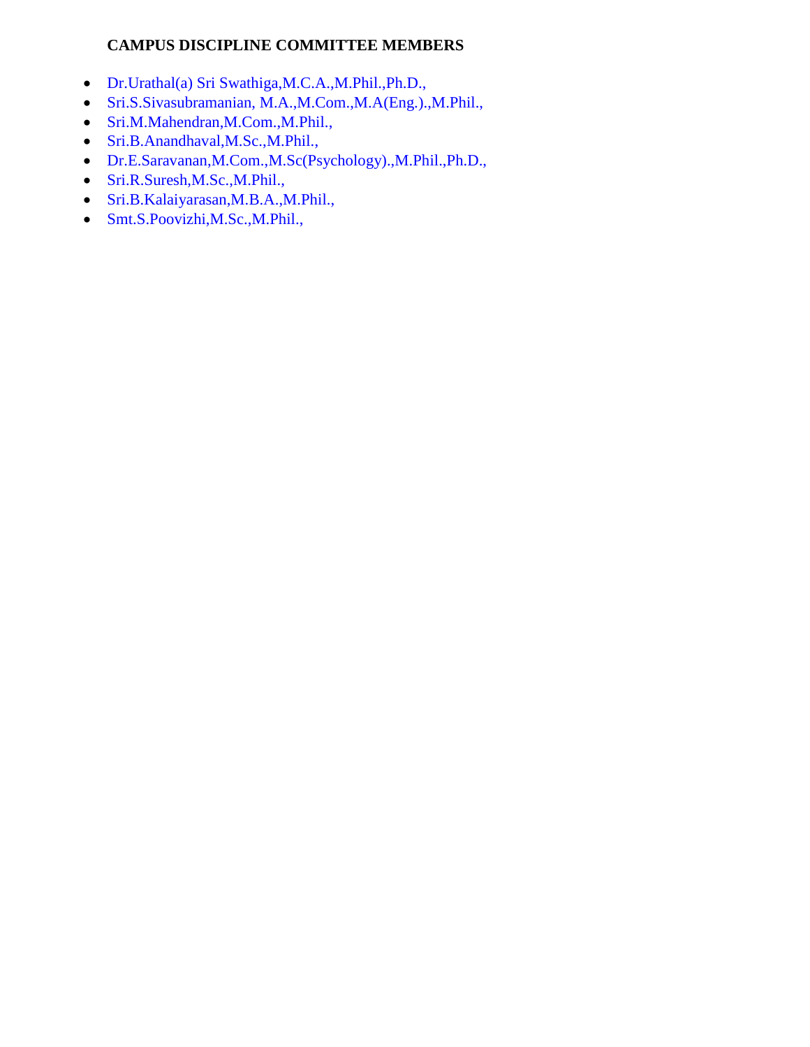**CAMPUS DISCIPLINE COMMITTEE MEMBERS**

- Dr.Urathal(a) Sri Swathiga,M.C.A.,M.Phil.,Ph.D.,
- Sri.S.Sivasubramanian, M.A.,M.Com.,M.A(Eng.).,M.Phil.,
- Sri.M.Mahendran,M.Com.,M.Phil.,
- Sri.B.Anandhaval,M.Sc.,M.Phil.,
- Dr.E.Saravanan,M.Com.,M.Sc(Psychology).,M.Phil.,Ph.D.,
- Sri.R.Suresh,M.Sc.,M.Phil.,
- Sri.B.Kalaiyarasan,M.B.A.,M.Phil.,
- Smt.S.Poovizhi,M.Sc.,M.Phil.,